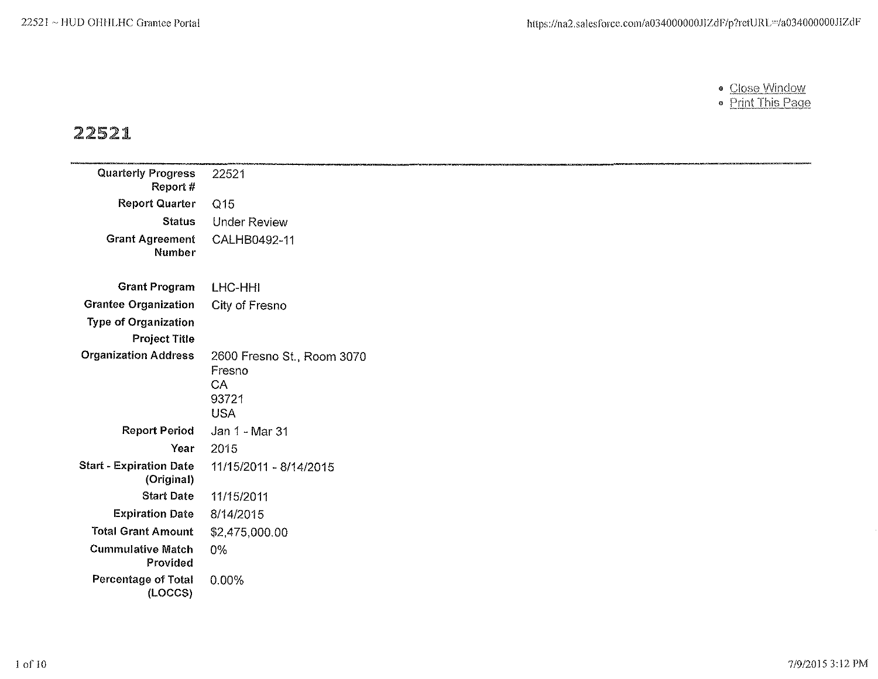# 22521

| | |
|---|---|
| **Quarterly Progress Report #** | 22521 |
| **Report Quarter** | Q15 |
| **Status** | Under Review |
| **Grant Agreement Number** | CALHB0492-11 |
| | |
| **Grant Program** | LHC-HHI |
| **Grantee Organization** | City of Fresno |
| **Type of Organization** | |
| **Project Title** | |
| **Organization Address** | 2600 Fresno St., Room 3070<br>Fresno<br>CA<br>93721<br>USA |
| **Report Period** | Jan 1 - Mar 31 |
| **Year** | 2015 |
| **Start - Expiration Date (Original)** | 11/15/2011 - 8/14/2015 |
| **Start Date** | 11/15/2011 |
| **Expiration Date** | 8/14/2015 |
| **Total Grant Amount** | $2,475,000.00 |
| **Cummulative Match Provided** | 0% |
| **Percentage of Total (LOCCS)** | 0.00% |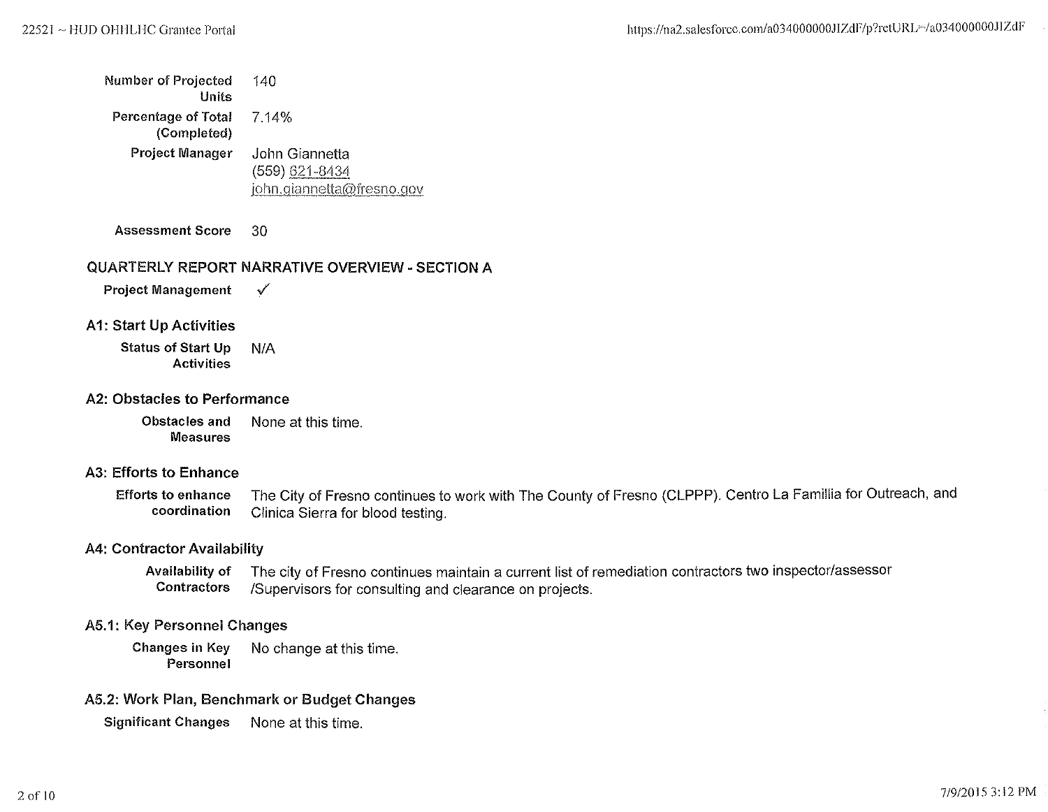| | |
|---|---|
| **Number of Projected Units** | 140 |
| **Percentage of Total (Completed)** | 7.14% |
| **Project Manager** | John Giannetta<br>(559) 621-8434<br>john.giannetta@fresno.gov |

**Assessment Score** 30

## QUARTERLY REPORT NARRATIVE OVERVIEW - SECTION A

**Project Management** ✓

### A1: Start Up Activities

**Status of Start Up Activities** N/A

### A2: Obstacles to Performance

**Obstacles and Measures** None at this time.

### A3: Efforts to Enhance

**Efforts to enhance coordination** The City of Fresno continues to work with The County of Fresno (CLPPP). Centro La Famillia for Outreach, and Clinica Sierra for blood testing.

### A4: Contractor Availability

**Availability of Contractors** The city of Fresno continues maintain a current list of remediation contractors two inspector/assessor /Supervisors for consulting and clearance on projects.

### A5.1: Key Personnel Changes

**Changes in Key Personnel** No change at this time.

### A5.2: Work Plan, Benchmark or Budget Changes

**Significant Changes** None at this time.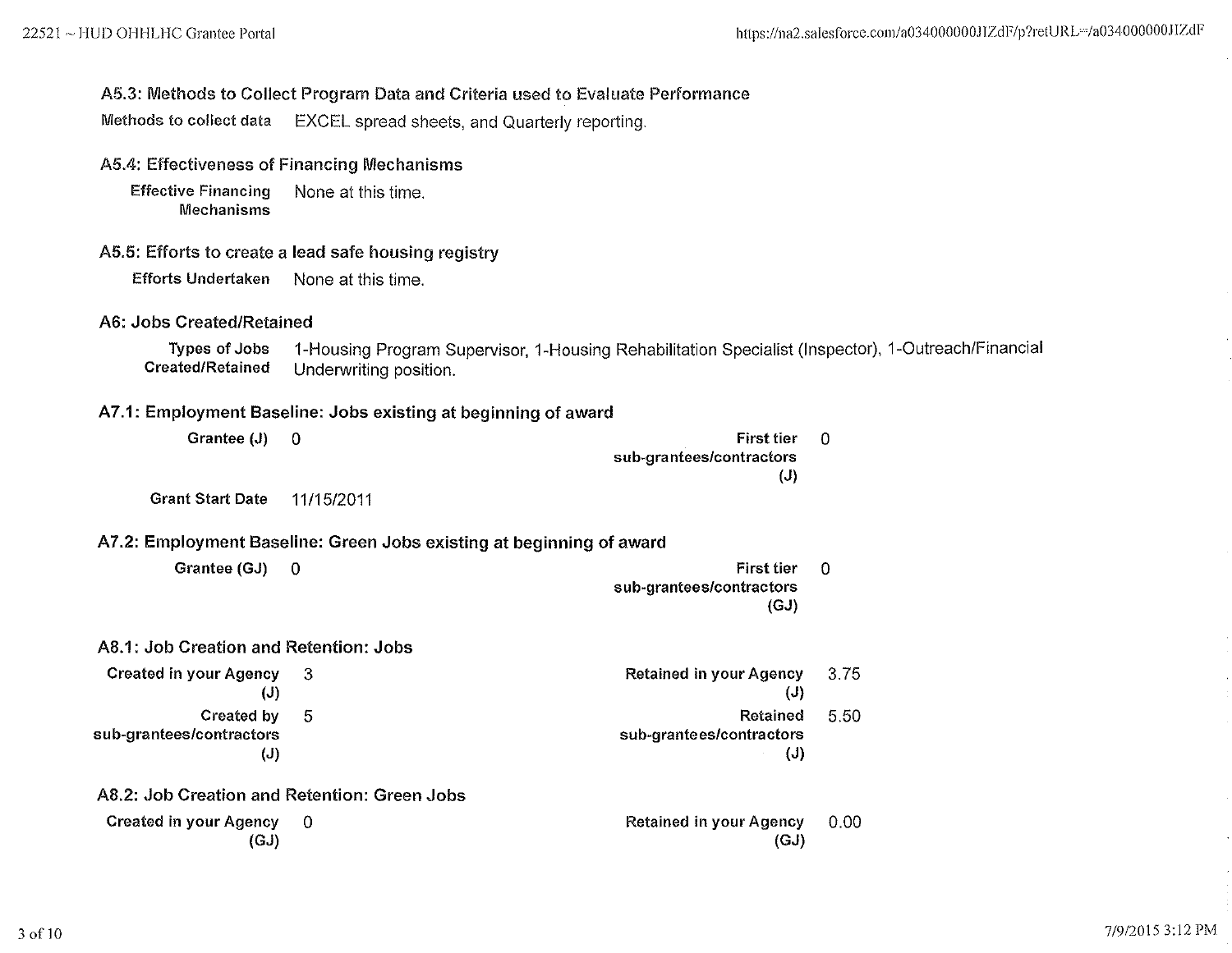### A5.3: Methods to Collect Program Data and Criteria used to Evaluate Performance

**Methods to collect data** EXCEL spread sheets, and Quarterly reporting.

### A5.4: Effectiveness of Financing Mechanisms

**Effective Financing Mechanisms** None at this time.

### A5.5: Efforts to create a lead safe housing registry

**Efforts Undertaken** None at this time.

### A6: Jobs Created/Retained

**Types of Jobs Created/Retained** 1-Housing Program Supervisor, 1-Housing Rehabilitation Specialist (Inspector), 1-Outreach/Financial Underwriting position.

### A7.1: Employment Baseline: Jobs existing at beginning of award

| | | | |
|---|---|---|---|
| **Grantee (J)** | 0 | **First tier sub-grantees/contractors (J)** | 0 |
| **Grant Start Date** | 11/15/2011 | | |

### A7.2: Employment Baseline: Green Jobs existing at beginning of award

| | | | |
|---|---|---|---|
| **Grantee (GJ)** | 0 | **First tier sub-grantees/contractors (GJ)** | 0 |

### A8.1: Job Creation and Retention: Jobs

| | | | |
|---|---|---|---|
| **Created in your Agency (J)** | 3 | **Retained in your Agency (J)** | 3.75 |
| **Created by sub-grantees/contractors (J)** | 5 | **Retained sub-grantees/contractors (J)** | 5.50 |

### A8.2: Job Creation and Retention: Green Jobs

| | | | |
|---|---|---|---|
| **Created in your Agency (GJ)** | 0 | **Retained in your Agency (GJ)** | 0.00 |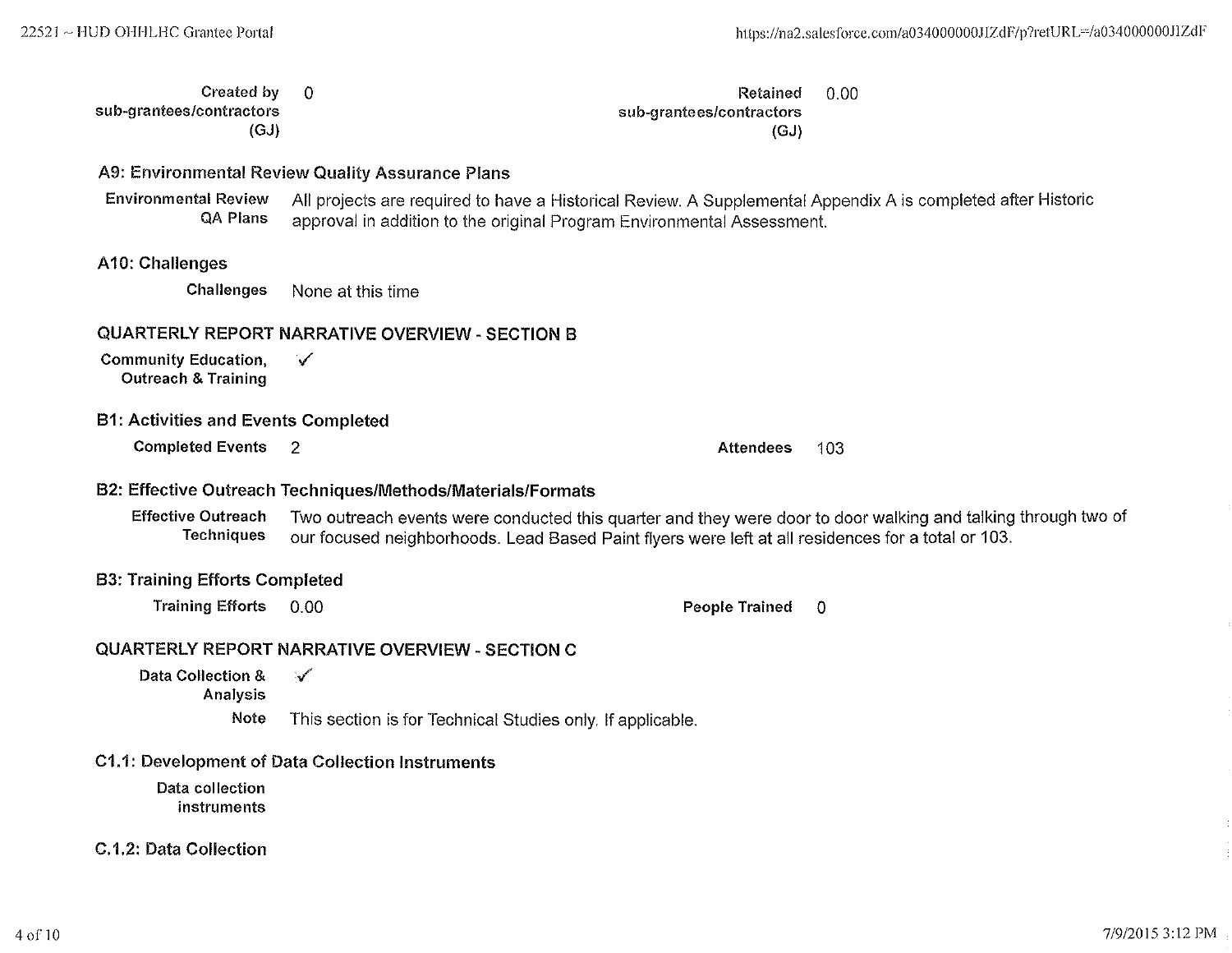**Created by sub-grantees/contractors (GJ):** 0

**Retained sub-grantees/contractors (GJ):** 0.00

### A9: Environmental Review Quality Assurance Plans

**Environmental Review QA Plans:** All projects are required to have a Historical Review. A Supplemental Appendix A is completed after Historic approval in addition to the original Program Environmental Assessment.

### A10: Challenges

**Challenges:** None at this time

## QUARTERLY REPORT NARRATIVE OVERVIEW - SECTION B

**Community Education, Outreach & Training:** ✓

### B1: Activities and Events Completed

**Completed Events:** 2

**Attendees:** 103

### B2: Effective Outreach Techniques/Methods/Materials/Formats

**Effective Outreach Techniques:** Two outreach events were conducted this quarter and they were door to door walking and talking through two of our focused neighborhoods. Lead Based Paint flyers were left at all residences for a total or 103.

### B3: Training Efforts Completed

**Training Efforts:** 0.00

**People Trained:** 0

## QUARTERLY REPORT NARRATIVE OVERVIEW - SECTION C

**Data Collection & Analysis:** ✓

**Note:** This section is for Technical Studies only. If applicable.

### C1.1: Development of Data Collection Instruments

**Data collection instruments:**

### C.1.2: Data Collection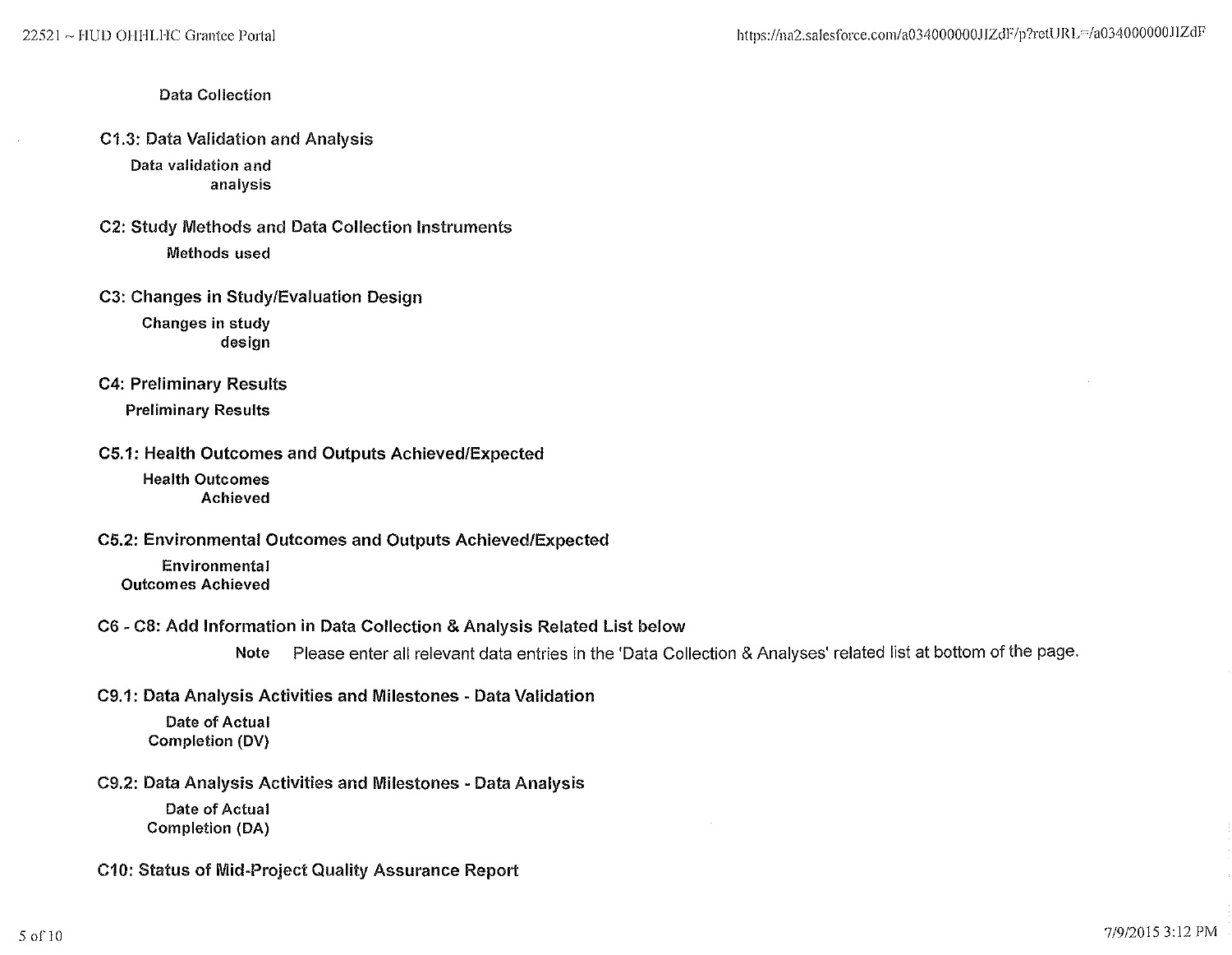**Data Collection**

### C1.3: Data Validation and Analysis

**Data validation and analysis**

### C2: Study Methods and Data Collection Instruments

**Methods used**

### C3: Changes in Study/Evaluation Design

**Changes in study design**

### C4: Preliminary Results

**Preliminary Results**

### C5.1: Health Outcomes and Outputs Achieved/Expected

**Health Outcomes Achieved**

### C5.2: Environmental Outcomes and Outputs Achieved/Expected

**Environmental Outcomes Achieved**

### C6 - C8: Add Information in Data Collection & Analysis Related List below

**Note** Please enter all relevant data entries in the 'Data Collection & Analyses' related list at bottom of the page.

### C9.1: Data Analysis Activities and Milestones - Data Validation

**Date of Actual Completion (DV)**

### C9.2: Data Analysis Activities and Milestones - Data Analysis

**Date of Actual Completion (DA)**

### C10: Status of Mid-Project Quality Assurance Report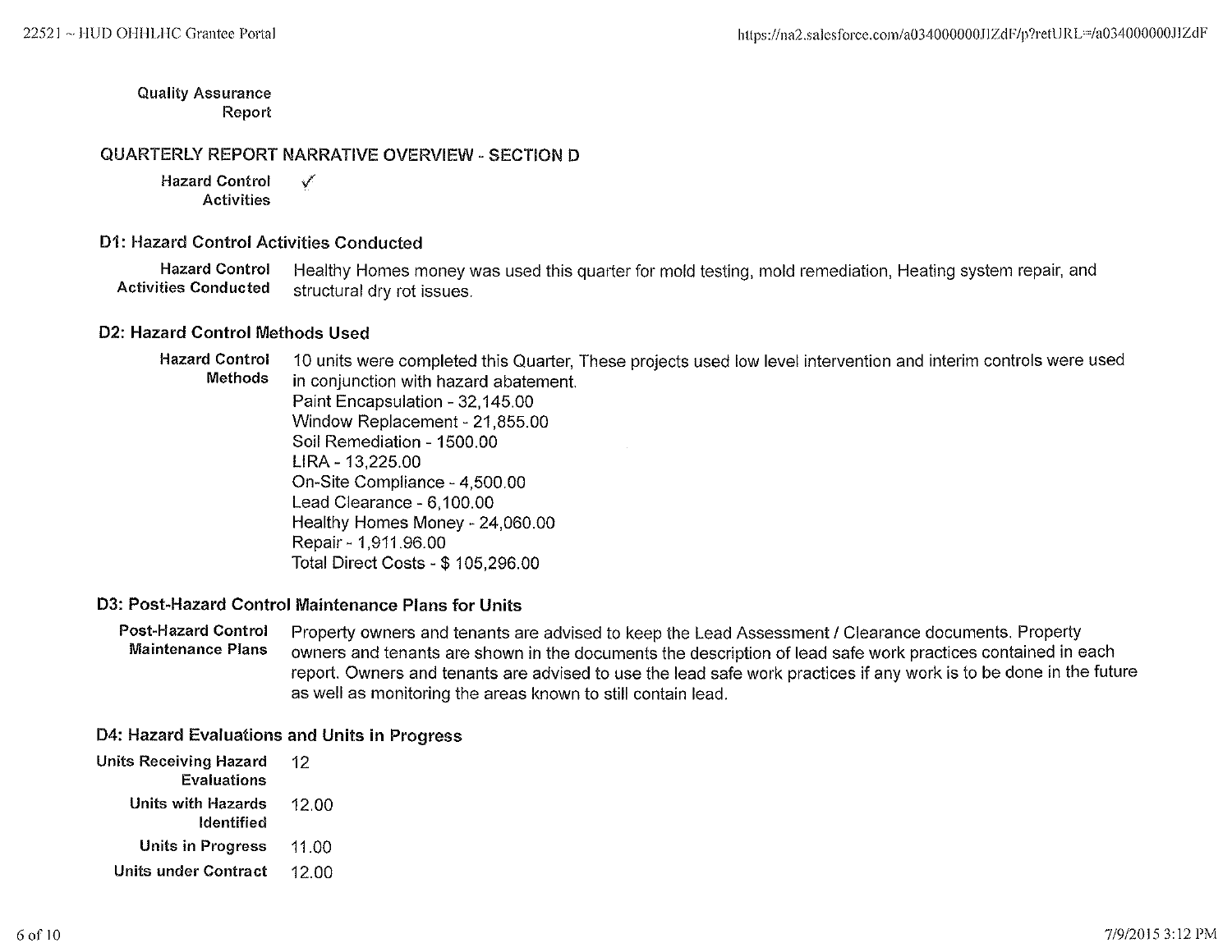**Quality Assurance Report**

## QUARTERLY REPORT NARRATIVE OVERVIEW - SECTION D

**Hazard Control Activities** ✓

### D1: Hazard Control Activities Conducted

**Hazard Control Activities Conducted**: Healthy Homes money was used this quarter for mold testing, mold remediation, Heating system repair, and structural dry rot issues.

### D2: Hazard Control Methods Used

**Hazard Control Methods**: 10 units were completed this Quarter, These projects used low level intervention and interim controls were used in conjunction with hazard abatement.

Paint Encapsulation - 32,145.00
Window Replacement - 21,855.00
Soil Remediation - 1500.00
LIRA - 13,225.00
On-Site Compliance - 4,500.00
Lead Clearance - 6,100.00
Healthy Homes Money - 24,060.00
Repair - 1,911.96.00
Total Direct Costs - $ 105,296.00

### D3: Post-Hazard Control Maintenance Plans for Units

**Post-Hazard Control Maintenance Plans**: Property owners and tenants are advised to keep the Lead Assessment / Clearance documents. Property owners and tenants are shown in the documents the description of lead safe work practices contained in each report. Owners and tenants are advised to use the lead safe work practices if any work is to be done in the future as well as monitoring the areas known to still contain lead.

### D4: Hazard Evaluations and Units in Progress

**Units Receiving Hazard Evaluations**: 12

**Units with Hazards Identified**: 12.00

**Units in Progress**: 11.00

**Units under Contract**: 12.00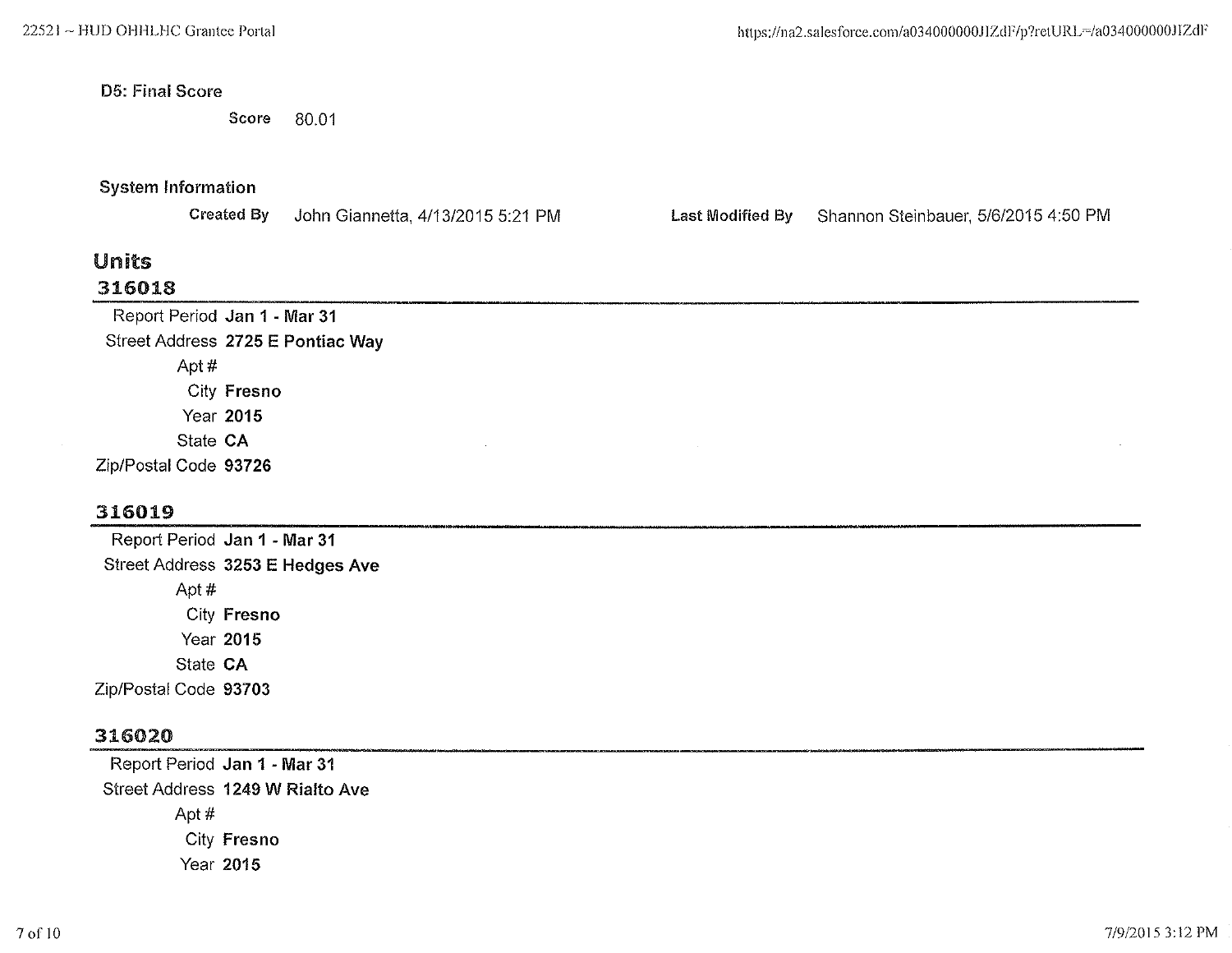**D5: Final Score**

Score 80.01

**System Information**

Created By John Giannetta, 4/13/2015 5:21 PM

Last Modified By Shannon Steinbauer, 5/6/2015 4:50 PM

## Units

### 316018

Report Period **Jan 1 - Mar 31**
Street Address **2725 E Pontiac Way**
Apt #
City **Fresno**
Year **2015**
State **CA**
Zip/Postal Code **93726**

### 316019

Report Period **Jan 1 - Mar 31**
Street Address **3253 E Hedges Ave**
Apt #
City **Fresno**
Year **2015**
State **CA**
Zip/Postal Code **93703**

### 316020

Report Period **Jan 1 - Mar 31**
Street Address **1249 W Rialto Ave**
Apt #
City **Fresno**
Year **2015**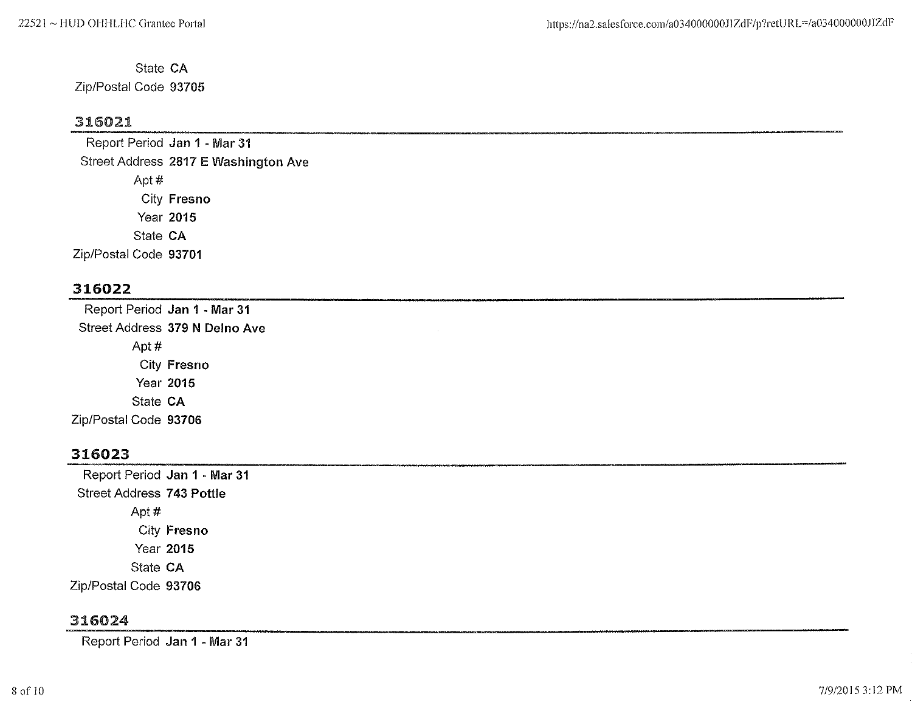State **CA**
Zip/Postal Code **93705**

## 316021

Report Period **Jan 1 - Mar 31**
Street Address **2817 E Washington Ave**
Apt #
City **Fresno**
Year **2015**
State **CA**
Zip/Postal Code **93701**

## 316022

Report Period **Jan 1 - Mar 31**
Street Address **379 N Delno Ave**
Apt #
City **Fresno**
Year **2015**
State **CA**
Zip/Postal Code **93706**

## 316023

Report Period **Jan 1 - Mar 31**
Street Address **743 Pottle**
Apt #
City **Fresno**
Year **2015**
State **CA**
Zip/Postal Code **93706**

## 316024

Report Period **Jan 1 - Mar 31**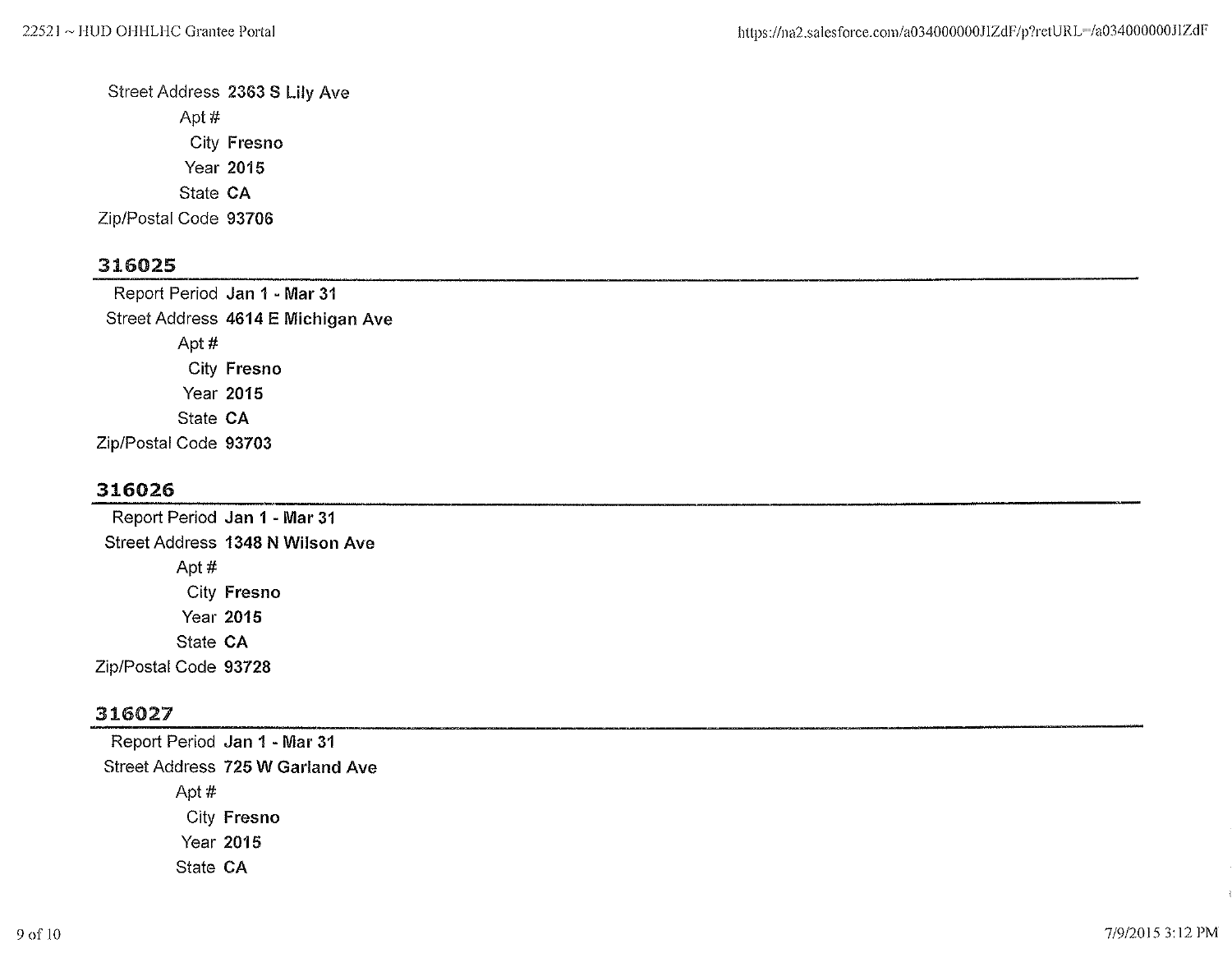Street Address **2363 S Lily Ave**
Apt #
City **Fresno**
Year **2015**
State **CA**
Zip/Postal Code **93706**

### 316025

Report Period **Jan 1 - Mar 31**
Street Address **4614 E Michigan Ave**
Apt #
City **Fresno**
Year **2015**
State **CA**
Zip/Postal Code **93703**

### 316026

Report Period **Jan 1 - Mar 31**
Street Address **1348 N Wilson Ave**
Apt #
City **Fresno**
Year **2015**
State **CA**
Zip/Postal Code **93728**

### 316027

Report Period **Jan 1 - Mar 31**
Street Address **725 W Garland Ave**
Apt #
City **Fresno**
Year **2015**
State **CA**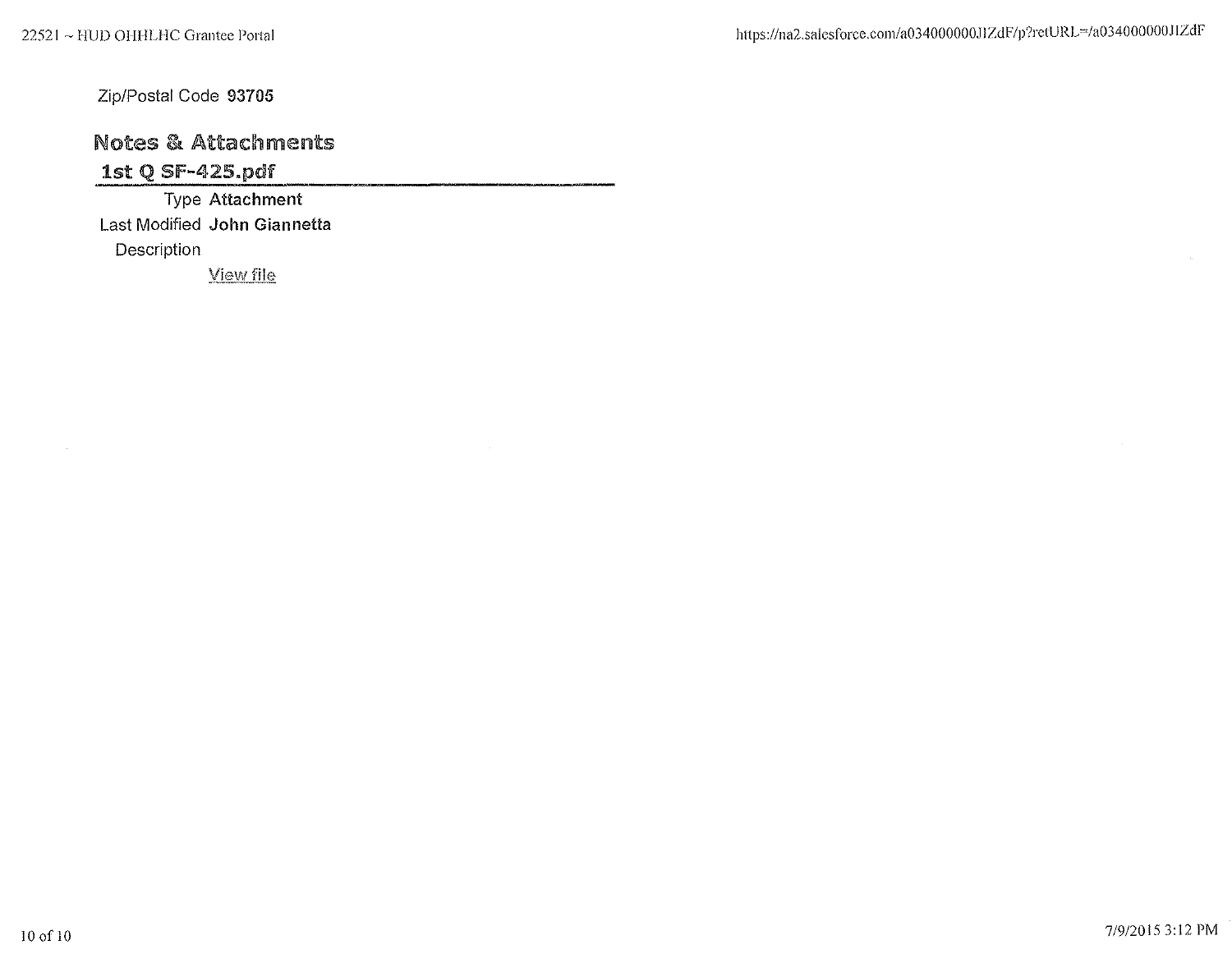Zip/Postal Code **93705**

## Notes & Attachments

### 1st Q SF-425.pdf

| | |
|---|---|
| Type | **Attachment** |
| Last Modified | **John Giannetta** |
| Description | |
| | View file |